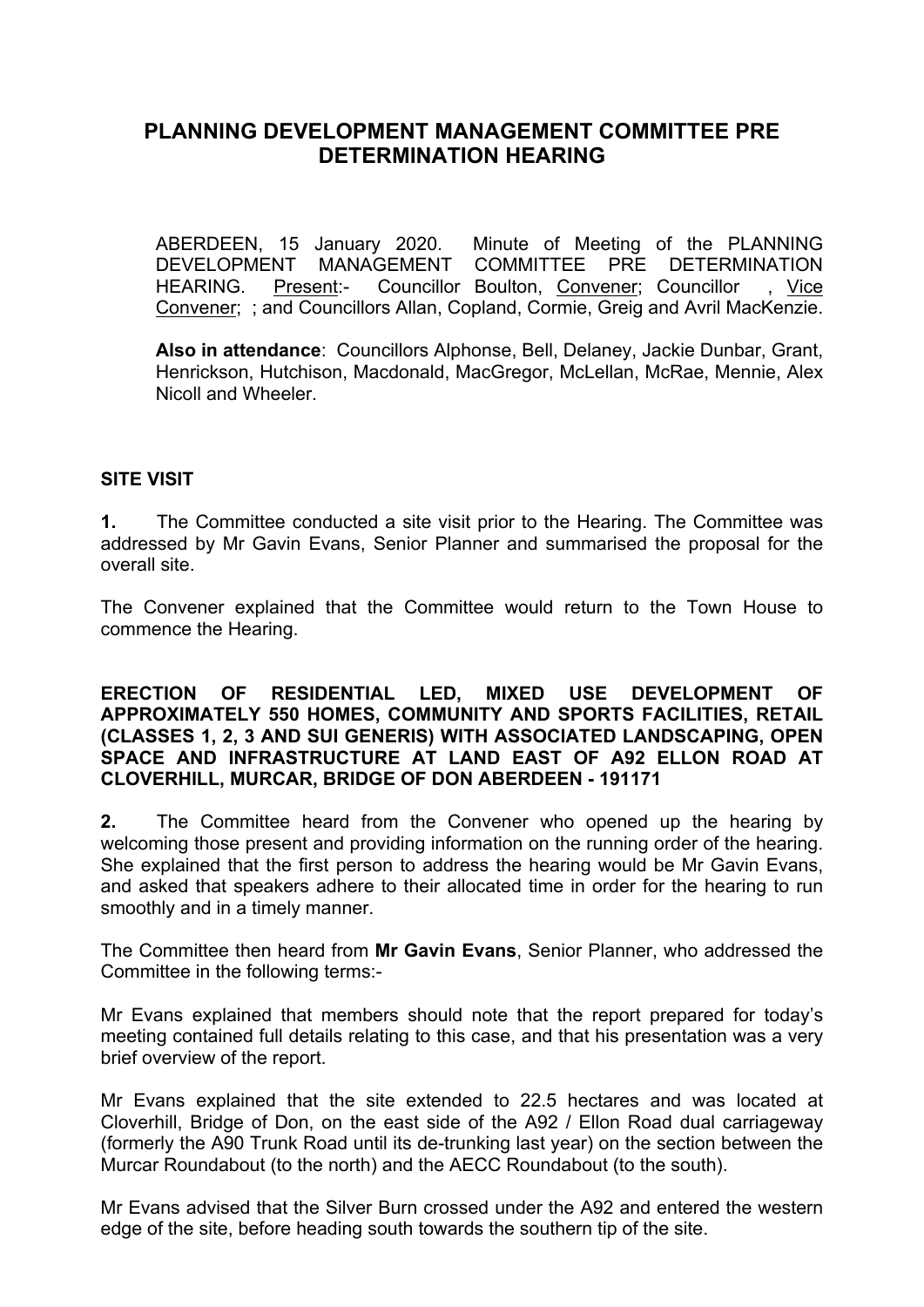# PLANNING DEVELOPMENT MANAGEMENT COMMITTEE PRE DETERMINATION HEARING

ABERDEEN, 15 January 2020. Minute of Meeting of the PLANNING DEVELOPMENT MANAGEMENT COMMITTEE PRE DETERMINATION HEARING. Present:- Councillor Boulton, Convener; Councillor , Vice Convener; ; and Councillors Allan, Copland, Cormie, Greig and Avril MacKenzie.

**Also in attendance**: Councillors Alphonse, Bell, Delaney, Jackie Dunbar, Grant, Henrickson, Hutchison, Macdonald, MacGregor, McLellan, McRae, Mennie, Alex Nicoll and Wheeler.

**SITE VISIT**

**1.** The Committee conducted a site visit prior to the Hearing. The Committee was addressed by Mr Gavin Evans, Senior Planner and summarised the proposal for the overall site.

The Convener explained that the Committee would return to the Town House to commence the Hearing.

**ERECTION OF RESIDENTIAL LED, MIXED USE DEVELOPMENT OF APPROXIMATELY 550 HOMES, COMMUNITY AND SPORTS FACILITIES, RETAIL (CLASSES 1, 2, 3 AND SUI GENERIS) WITH ASSOCIATED LANDSCAPING, OPEN SPACE AND INFRASTRUCTURE AT LAND EAST OF A92 ELLON ROAD AT CLOVERHILL, MURCAR, BRIDGE OF DON ABERDEEN - 191171**

**2.** The Committee heard from the Convener who opened up the hearing by welcoming those present and providing information on the running order of the hearing. She explained that the first person to address the hearing would be Mr Gavin Evans, and asked that speakers adhere to their allocated time in order for the hearing to run smoothly and in a timely manner.

The Committee then heard from **Mr Gavin Evans**, Senior Planner, who addressed the Committee in the following terms:-

Mr Evans explained that members should note that the report prepared for today's meeting contained full details relating to this case, and that his presentation was a very brief overview of the report.

Mr Evans explained that the site extended to 22.5 hectares and was located at Cloverhill, Bridge of Don, on the east side of the A92 / Ellon Road dual carriageway (formerly the A90 Trunk Road until its de-trunking last year) on the section between the Murcar Roundabout (to the north) and the AECC Roundabout (to the south).

Mr Evans advised that the Silver Burn crossed under the A92 and entered the western edge of the site, before heading south towards the southern tip of the site.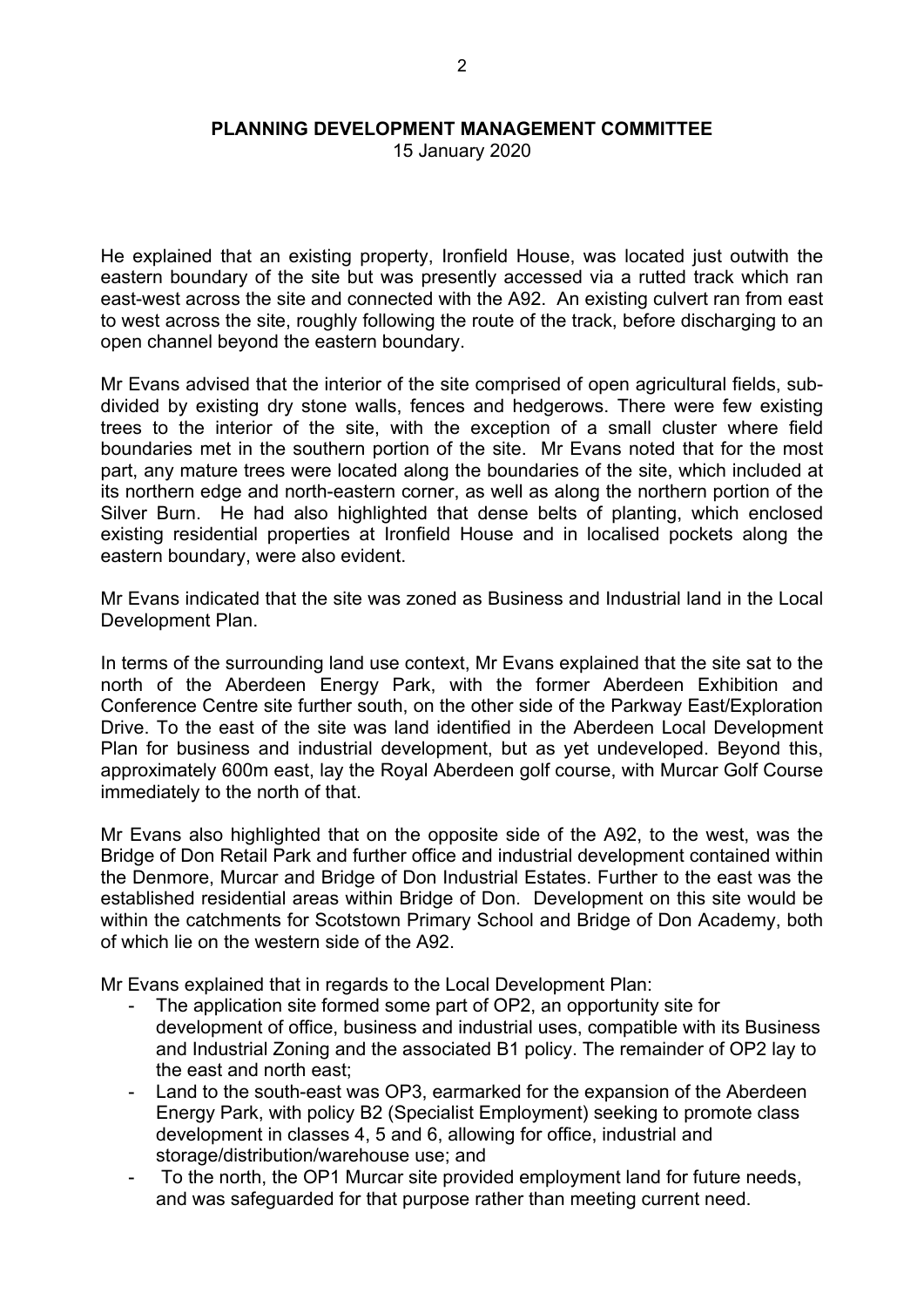He explained that an existing property, Ironfield House, was located just outwith the eastern boundary of the site but was presently accessed via a rutted track which ran east-west across the site and connected with the A92. An existing culvert ran from east to west across the site, roughly following the route of the track, before discharging to an open channel beyond the eastern boundary.

Mr Evans advised that the interior of the site comprised of open agricultural fields, sub-divided by existing dry stone walls, fences and hedgerows. There were few existing trees to the interior of the site, with the exception of a small cluster where field boundaries met in the southern portion of the site. Mr Evans noted that for the most part, any mature trees were located along the boundaries of the site, which included at its northern edge and north-eastern corner, as well as along the northern portion of the Silver Burn. He had also highlighted that dense belts of planting, which enclosed existing residential properties at Ironfield House and in localised pockets along the eastern boundary, were also evident.

Mr Evans indicated that the site was zoned as Business and Industrial land in the Local Development Plan.

In terms of the surrounding land use context, Mr Evans explained that the site sat to the north of the Aberdeen Energy Park, with the former Aberdeen Exhibition and Conference Centre site further south, on the other side of the Parkway East/Exploration Drive. To the east of the site was land identified in the Aberdeen Local Development Plan for business and industrial development, but as yet undeveloped. Beyond this, approximately 600m east, lay the Royal Aberdeen golf course, with Murcar Golf Course immediately to the north of that.

Mr Evans also highlighted that on the opposite side of the A92, to the west, was the Bridge of Don Retail Park and further office and industrial development contained within the Denmore, Murcar and Bridge of Don Industrial Estates. Further to the east was the established residential areas within Bridge of Don. Development on this site would be within the catchments for Scotstown Primary School and Bridge of Don Academy, both of which lie on the western side of the A92.

Mr Evans explained that in regards to the Local Development Plan:

- The application site formed some part of OP2, an opportunity site for development of office, business and industrial uses, compatible with its Business and Industrial Zoning and the associated B1 policy. The remainder of OP2 lay to the east and north east;
- Land to the south-east was OP3, earmarked for the expansion of the Aberdeen Energy Park, with policy B2 (Specialist Employment) seeking to promote class development in classes 4, 5 and 6, allowing for office, industrial and storage/distribution/warehouse use; and
- To the north, the OP1 Murcar site provided employment land for future needs, and was safeguarded for that purpose rather than meeting current need.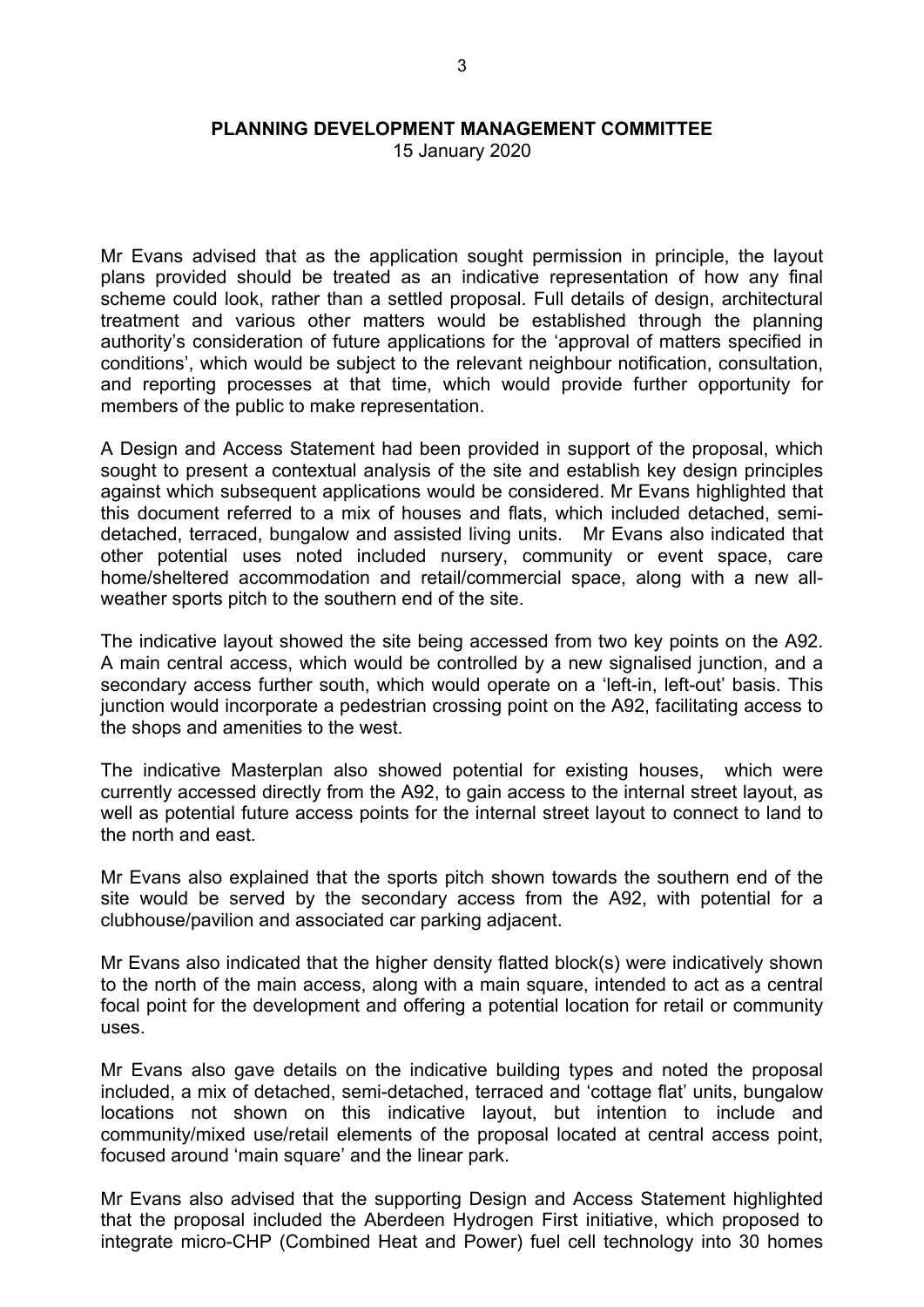**PLANNING DEVELOPMENT MANAGEMENT COMMITTEE**
15 January 2020

Mr Evans advised that as the application sought permission in principle, the layout plans provided should be treated as an indicative representation of how any final scheme could look, rather than a settled proposal. Full details of design, architectural treatment and various other matters would be established through the planning authority's consideration of future applications for the 'approval of matters specified in conditions', which would be subject to the relevant neighbour notification, consultation, and reporting processes at that time, which would provide further opportunity for members of the public to make representation.

A Design and Access Statement had been provided in support of the proposal, which sought to present a contextual analysis of the site and establish key design principles against which subsequent applications would be considered. Mr Evans highlighted that this document referred to a mix of houses and flats, which included detached, semi-detached, terraced, bungalow and assisted living units. Mr Evans also indicated that other potential uses noted included nursery, community or event space, care home/sheltered accommodation and retail/commercial space, along with a new all-weather sports pitch to the southern end of the site.

The indicative layout showed the site being accessed from two key points on the A92. A main central access, which would be controlled by a new signalised junction, and a secondary access further south, which would operate on a 'left-in, left-out' basis. This junction would incorporate a pedestrian crossing point on the A92, facilitating access to the shops and amenities to the west.

The indicative Masterplan also showed potential for existing houses, which were currently accessed directly from the A92, to gain access to the internal street layout, as well as potential future access points for the internal street layout to connect to land to the north and east.

Mr Evans also explained that the sports pitch shown towards the southern end of the site would be served by the secondary access from the A92, with potential for a clubhouse/pavilion and associated car parking adjacent.

Mr Evans also indicated that the higher density flatted block(s) were indicatively shown to the north of the main access, along with a main square, intended to act as a central focal point for the development and offering a potential location for retail or community uses.

Mr Evans also gave details on the indicative building types and noted the proposal included, a mix of detached, semi-detached, terraced and 'cottage flat' units, bungalow locations not shown on this indicative layout, but intention to include and community/mixed use/retail elements of the proposal located at central access point, focused around 'main square' and the linear park.

Mr Evans also advised that the supporting Design and Access Statement highlighted that the proposal included the Aberdeen Hydrogen First initiative, which proposed to integrate micro-CHP (Combined Heat and Power) fuel cell technology into 30 homes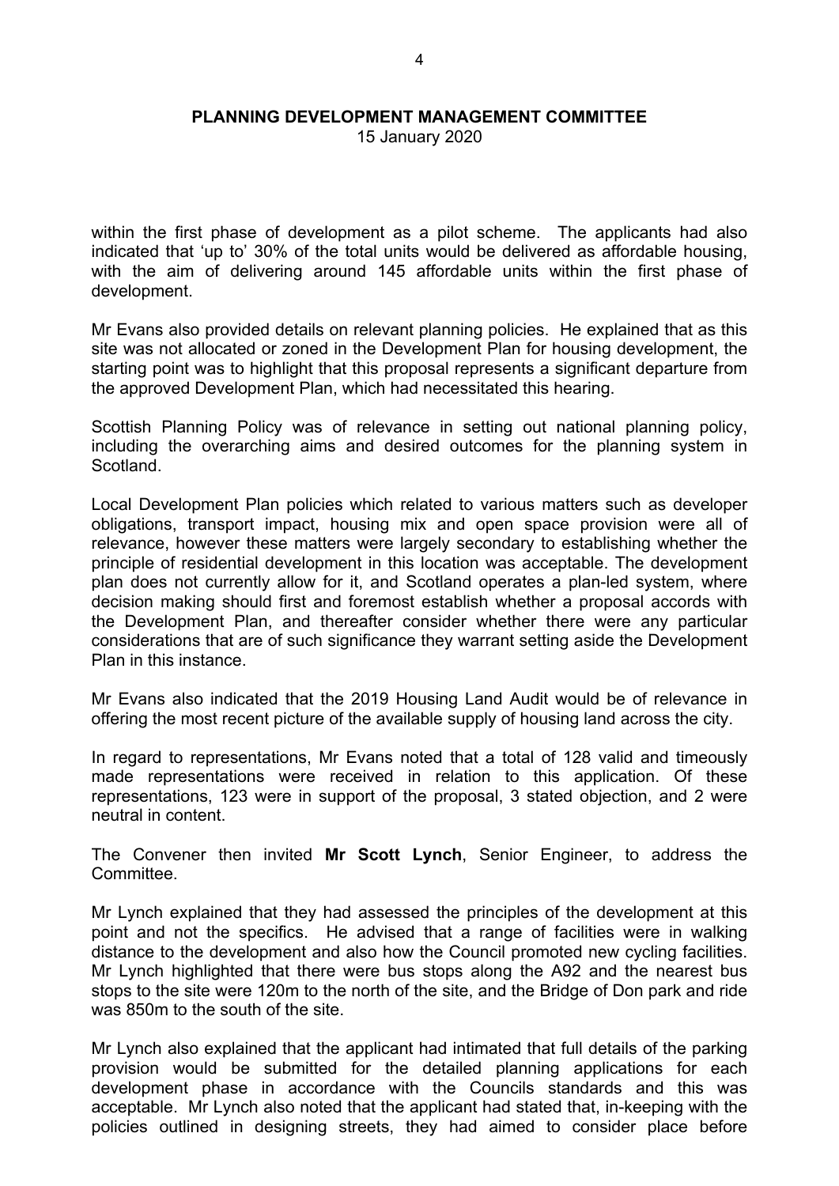within the first phase of development as a pilot scheme. The applicants had also indicated that 'up to' 30% of the total units would be delivered as affordable housing, with the aim of delivering around 145 affordable units within the first phase of development.

Mr Evans also provided details on relevant planning policies. He explained that as this site was not allocated or zoned in the Development Plan for housing development, the starting point was to highlight that this proposal represents a significant departure from the approved Development Plan, which had necessitated this hearing.

Scottish Planning Policy was of relevance in setting out national planning policy, including the overarching aims and desired outcomes for the planning system in Scotland.

Local Development Plan policies which related to various matters such as developer obligations, transport impact, housing mix and open space provision were all of relevance, however these matters were largely secondary to establishing whether the principle of residential development in this location was acceptable. The development plan does not currently allow for it, and Scotland operates a plan-led system, where decision making should first and foremost establish whether a proposal accords with the Development Plan, and thereafter consider whether there were any particular considerations that are of such significance they warrant setting aside the Development Plan in this instance.

Mr Evans also indicated that the 2019 Housing Land Audit would be of relevance in offering the most recent picture of the available supply of housing land across the city.

In regard to representations, Mr Evans noted that a total of 128 valid and timeously made representations were received in relation to this application. Of these representations, 123 were in support of the proposal, 3 stated objection, and 2 were neutral in content.

The Convener then invited **Mr Scott Lynch**, Senior Engineer, to address the Committee.

Mr Lynch explained that they had assessed the principles of the development at this point and not the specifics. He advised that a range of facilities were in walking distance to the development and also how the Council promoted new cycling facilities. Mr Lynch highlighted that there were bus stops along the A92 and the nearest bus stops to the site were 120m to the north of the site, and the Bridge of Don park and ride was 850m to the south of the site.

Mr Lynch also explained that the applicant had intimated that full details of the parking provision would be submitted for the detailed planning applications for each development phase in accordance with the Councils standards and this was acceptable. Mr Lynch also noted that the applicant had stated that, in-keeping with the policies outlined in designing streets, they had aimed to consider place before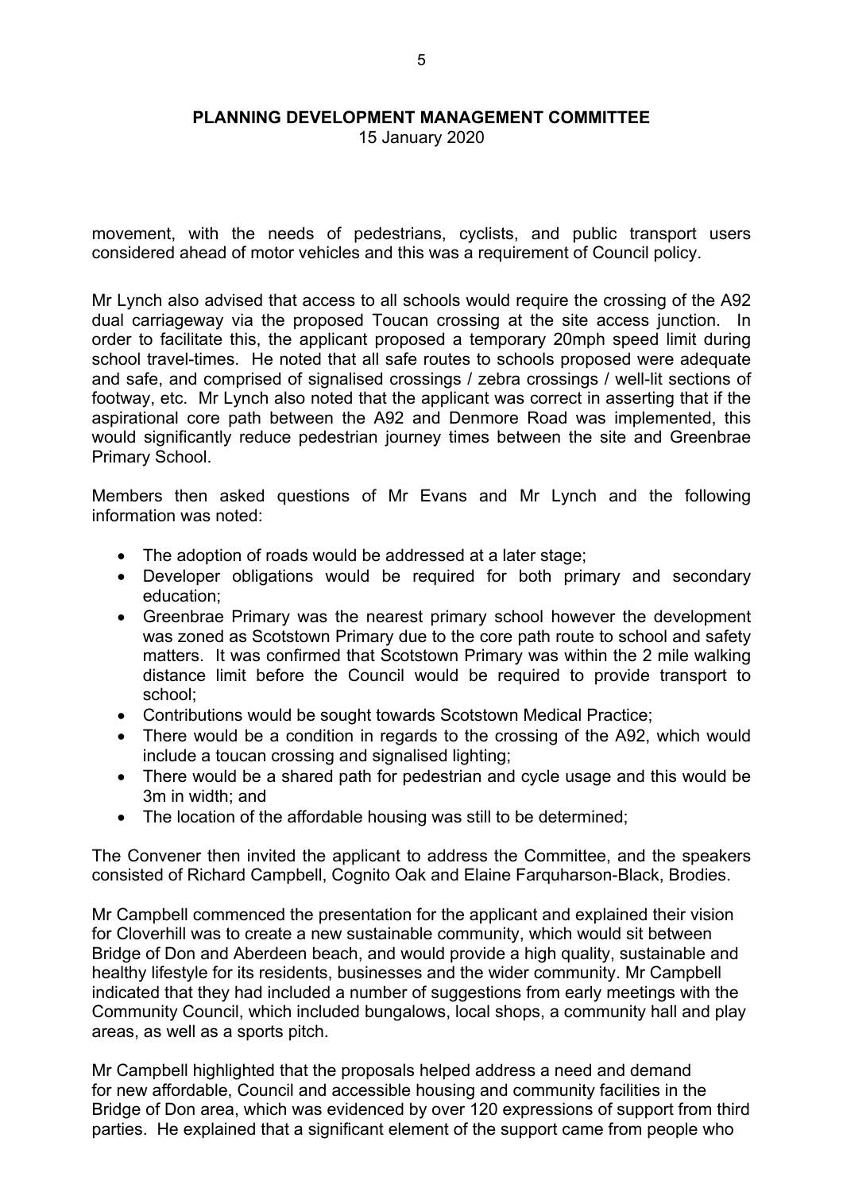movement, with the needs of pedestrians, cyclists, and public transport users considered ahead of motor vehicles and this was a requirement of Council policy.

Mr Lynch also advised that access to all schools would require the crossing of the A92 dual carriageway via the proposed Toucan crossing at the site access junction. In order to facilitate this, the applicant proposed a temporary 20mph speed limit during school travel-times. He noted that all safe routes to schools proposed were adequate and safe, and comprised of signalised crossings / zebra crossings / well-lit sections of footway, etc. Mr Lynch also noted that the applicant was correct in asserting that if the aspirational core path between the A92 and Denmore Road was implemented, this would significantly reduce pedestrian journey times between the site and Greenbrae Primary School.

Members then asked questions of Mr Evans and Mr Lynch and the following information was noted:

- The adoption of roads would be addressed at a later stage;
- Developer obligations would be required for both primary and secondary education;
- Greenbrae Primary was the nearest primary school however the development was zoned as Scotstown Primary due to the core path route to school and safety matters. It was confirmed that Scotstown Primary was within the 2 mile walking distance limit before the Council would be required to provide transport to school;
- Contributions would be sought towards Scotstown Medical Practice;
- There would be a condition in regards to the crossing of the A92, which would include a toucan crossing and signalised lighting;
- There would be a shared path for pedestrian and cycle usage and this would be 3m in width; and
- The location of the affordable housing was still to be determined;

The Convener then invited the applicant to address the Committee, and the speakers consisted of Richard Campbell, Cognito Oak and Elaine Farquharson-Black, Brodies.

Mr Campbell commenced the presentation for the applicant and explained their vision for Cloverhill was to create a new sustainable community, which would sit between Bridge of Don and Aberdeen beach, and would provide a high quality, sustainable and healthy lifestyle for its residents, businesses and the wider community. Mr Campbell indicated that they had included a number of suggestions from early meetings with the Community Council, which included bungalows, local shops, a community hall and play areas, as well as a sports pitch.

Mr Campbell highlighted that the proposals helped address a need and demand for new affordable, Council and accessible housing and community facilities in the Bridge of Don area, which was evidenced by over 120 expressions of support from third parties. He explained that a significant element of the support came from people who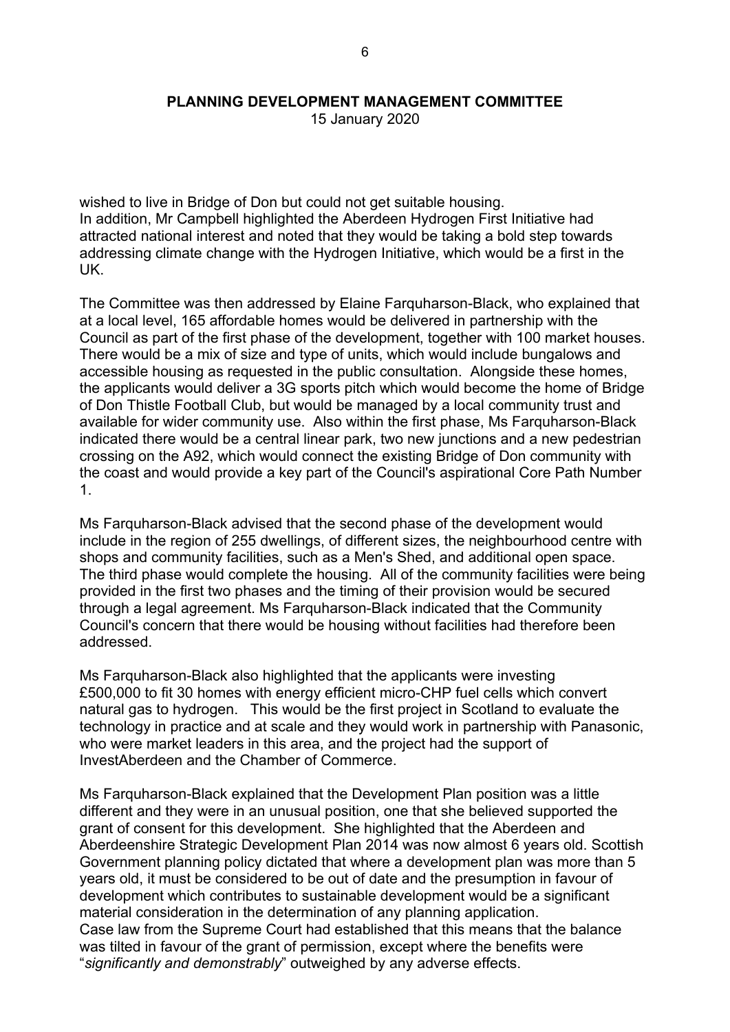wished to live in Bridge of Don but could not get suitable housing.
In addition, Mr Campbell highlighted the Aberdeen Hydrogen First Initiative had attracted national interest and noted that they would be taking a bold step towards addressing climate change with the Hydrogen Initiative, which would be a first in the UK.

The Committee was then addressed by Elaine Farquharson-Black, who explained that at a local level, 165 affordable homes would be delivered in partnership with the Council as part of the first phase of the development, together with 100 market houses. There would be a mix of size and type of units, which would include bungalows and accessible housing as requested in the public consultation. Alongside these homes, the applicants would deliver a 3G sports pitch which would become the home of Bridge of Don Thistle Football Club, but would be managed by a local community trust and available for wider community use. Also within the first phase, Ms Farquharson-Black indicated there would be a central linear park, two new junctions and a new pedestrian crossing on the A92, which would connect the existing Bridge of Don community with the coast and would provide a key part of the Council's aspirational Core Path Number 1.

Ms Farquharson-Black advised that the second phase of the development would include in the region of 255 dwellings, of different sizes, the neighbourhood centre with shops and community facilities, such as a Men's Shed, and additional open space. The third phase would complete the housing. All of the community facilities were being provided in the first two phases and the timing of their provision would be secured through a legal agreement. Ms Farquharson-Black indicated that the Community Council's concern that there would be housing without facilities had therefore been addressed.

Ms Farquharson-Black also highlighted that the applicants were investing £500,000 to fit 30 homes with energy efficient micro-CHP fuel cells which convert natural gas to hydrogen. This would be the first project in Scotland to evaluate the technology in practice and at scale and they would work in partnership with Panasonic, who were market leaders in this area, and the project had the support of InvestAberdeen and the Chamber of Commerce.

Ms Farquharson-Black explained that the Development Plan position was a little different and they were in an unusual position, one that she believed supported the grant of consent for this development. She highlighted that the Aberdeen and Aberdeenshire Strategic Development Plan 2014 was now almost 6 years old. Scottish Government planning policy dictated that where a development plan was more than 5 years old, it must be considered to be out of date and the presumption in favour of development which contributes to sustainable development would be a significant material consideration in the determination of any planning application.
Case law from the Supreme Court had established that this means that the balance was tilted in favour of the grant of permission, except where the benefits were "*significantly and demonstrably*" outweighed by any adverse effects.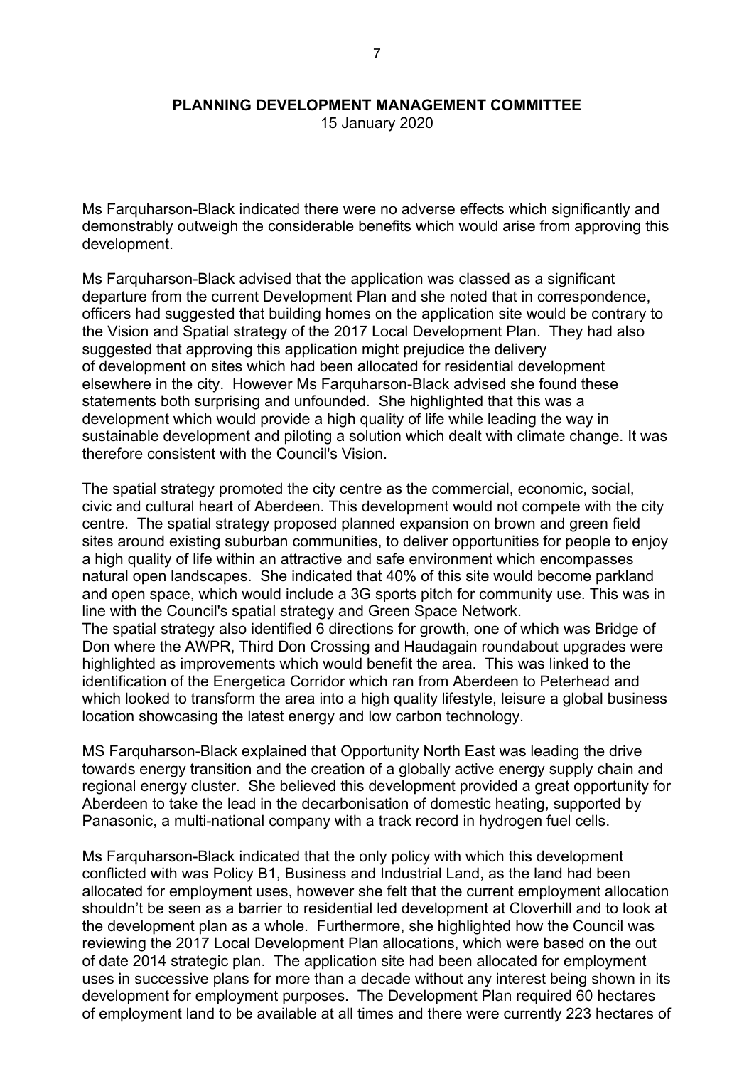Ms Farquharson-Black indicated there were no adverse effects which significantly and demonstrably outweigh the considerable benefits which would arise from approving this development.

Ms Farquharson-Black advised that the application was classed as a significant departure from the current Development Plan and she noted that in correspondence, officers had suggested that building homes on the application site would be contrary to the Vision and Spatial strategy of the 2017 Local Development Plan. They had also suggested that approving this application might prejudice the delivery of development on sites which had been allocated for residential development elsewhere in the city. However Ms Farquharson-Black advised she found these statements both surprising and unfounded. She highlighted that this was a development which would provide a high quality of life while leading the way in sustainable development and piloting a solution which dealt with climate change. It was therefore consistent with the Council's Vision.

The spatial strategy promoted the city centre as the commercial, economic, social, civic and cultural heart of Aberdeen. This development would not compete with the city centre. The spatial strategy proposed planned expansion on brown and green field sites around existing suburban communities, to deliver opportunities for people to enjoy a high quality of life within an attractive and safe environment which encompasses natural open landscapes. She indicated that 40% of this site would become parkland and open space, which would include a 3G sports pitch for community use. This was in line with the Council's spatial strategy and Green Space Network.
The spatial strategy also identified 6 directions for growth, one of which was Bridge of Don where the AWPR, Third Don Crossing and Haudagain roundabout upgrades were highlighted as improvements which would benefit the area. This was linked to the identification of the Energetica Corridor which ran from Aberdeen to Peterhead and which looked to transform the area into a high quality lifestyle, leisure a global business location showcasing the latest energy and low carbon technology.

MS Farquharson-Black explained that Opportunity North East was leading the drive towards energy transition and the creation of a globally active energy supply chain and regional energy cluster. She believed this development provided a great opportunity for Aberdeen to take the lead in the decarbonisation of domestic heating, supported by Panasonic, a multi-national company with a track record in hydrogen fuel cells.

Ms Farquharson-Black indicated that the only policy with which this development conflicted with was Policy B1, Business and Industrial Land, as the land had been allocated for employment uses, however she felt that the current employment allocation shouldn't be seen as a barrier to residential led development at Cloverhill and to look at the development plan as a whole. Furthermore, she highlighted how the Council was reviewing the 2017 Local Development Plan allocations, which were based on the out of date 2014 strategic plan. The application site had been allocated for employment uses in successive plans for more than a decade without any interest being shown in its development for employment purposes. The Development Plan required 60 hectares of employment land to be available at all times and there were currently 223 hectares of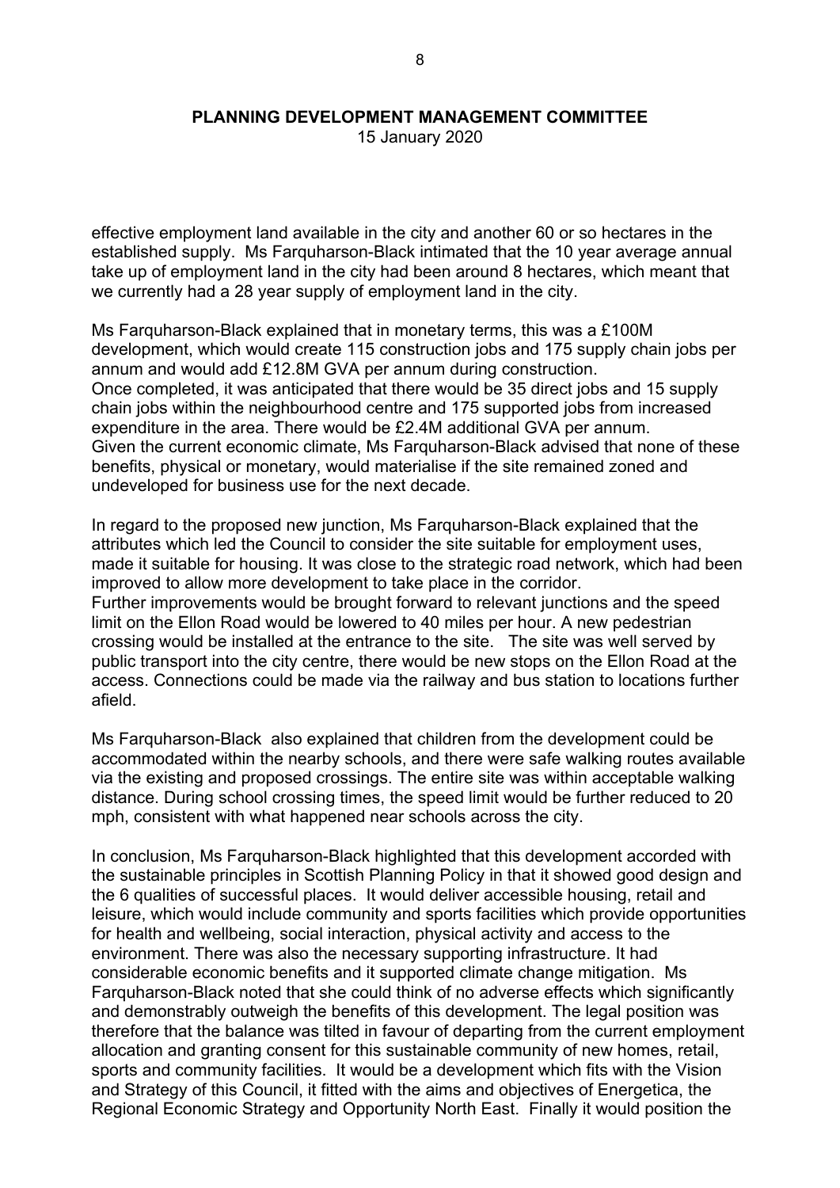effective employment land available in the city and another 60 or so hectares in the established supply. Ms Farquharson-Black intimated that the 10 year average annual take up of employment land in the city had been around 8 hectares, which meant that we currently had a 28 year supply of employment land in the city.

Ms Farquharson-Black explained that in monetary terms, this was a £100M development, which would create 115 construction jobs and 175 supply chain jobs per annum and would add £12.8M GVA per annum during construction.
Once completed, it was anticipated that there would be 35 direct jobs and 15 supply chain jobs within the neighbourhood centre and 175 supported jobs from increased expenditure in the area. There would be £2.4M additional GVA per annum.
Given the current economic climate, Ms Farquharson-Black advised that none of these benefits, physical or monetary, would materialise if the site remained zoned and undeveloped for business use for the next decade.

In regard to the proposed new junction, Ms Farquharson-Black explained that the attributes which led the Council to consider the site suitable for employment uses, made it suitable for housing. It was close to the strategic road network, which had been improved to allow more development to take place in the corridor.
Further improvements would be brought forward to relevant junctions and the speed limit on the Ellon Road would be lowered to 40 miles per hour. A new pedestrian crossing would be installed at the entrance to the site. The site was well served by public transport into the city centre, there would be new stops on the Ellon Road at the access. Connections could be made via the railway and bus station to locations further afield.

Ms Farquharson-Black also explained that children from the development could be accommodated within the nearby schools, and there were safe walking routes available via the existing and proposed crossings. The entire site was within acceptable walking distance. During school crossing times, the speed limit would be further reduced to 20 mph, consistent with what happened near schools across the city.

In conclusion, Ms Farquharson-Black highlighted that this development accorded with the sustainable principles in Scottish Planning Policy in that it showed good design and the 6 qualities of successful places. It would deliver accessible housing, retail and leisure, which would include community and sports facilities which provide opportunities for health and wellbeing, social interaction, physical activity and access to the environment. There was also the necessary supporting infrastructure. It had considerable economic benefits and it supported climate change mitigation. Ms Farquharson-Black noted that she could think of no adverse effects which significantly and demonstrably outweigh the benefits of this development. The legal position was therefore that the balance was tilted in favour of departing from the current employment allocation and granting consent for this sustainable community of new homes, retail, sports and community facilities. It would be a development which fits with the Vision and Strategy of this Council, it fitted with the aims and objectives of Energetica, the Regional Economic Strategy and Opportunity North East. Finally it would position the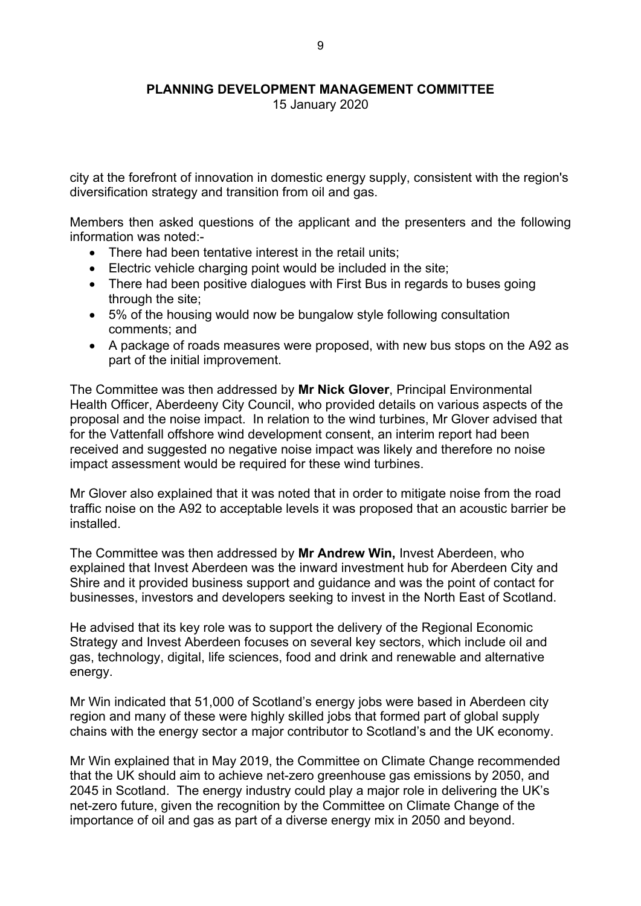city at the forefront of innovation in domestic energy supply, consistent with the region's diversification strategy and transition from oil and gas.

Members then asked questions of the applicant and the presenters and the following information was noted:-

- There had been tentative interest in the retail units;
- Electric vehicle charging point would be included in the site;
- There had been positive dialogues with First Bus in regards to buses going through the site;
- 5% of the housing would now be bungalow style following consultation comments; and
- A package of roads measures were proposed, with new bus stops on the A92 as part of the initial improvement.

The Committee was then addressed by **Mr Nick Glover**, Principal Environmental Health Officer, Aberdeeny City Council, who provided details on various aspects of the proposal and the noise impact. In relation to the wind turbines, Mr Glover advised that for the Vattenfall offshore wind development consent, an interim report had been received and suggested no negative noise impact was likely and therefore no noise impact assessment would be required for these wind turbines.

Mr Glover also explained that it was noted that in order to mitigate noise from the road traffic noise on the A92 to acceptable levels it was proposed that an acoustic barrier be installed.

The Committee was then addressed by **Mr Andrew Win,** Invest Aberdeen, who explained that Invest Aberdeen was the inward investment hub for Aberdeen City and Shire and it provided business support and guidance and was the point of contact for businesses, investors and developers seeking to invest in the North East of Scotland.

He advised that its key role was to support the delivery of the Regional Economic Strategy and Invest Aberdeen focuses on several key sectors, which include oil and gas, technology, digital, life sciences, food and drink and renewable and alternative energy.

Mr Win indicated that 51,000 of Scotland's energy jobs were based in Aberdeen city region and many of these were highly skilled jobs that formed part of global supply chains with the energy sector a major contributor to Scotland's and the UK economy.

Mr Win explained that in May 2019, the Committee on Climate Change recommended that the UK should aim to achieve net-zero greenhouse gas emissions by 2050, and 2045 in Scotland. The energy industry could play a major role in delivering the UK's net-zero future, given the recognition by the Committee on Climate Change of the importance of oil and gas as part of a diverse energy mix in 2050 and beyond.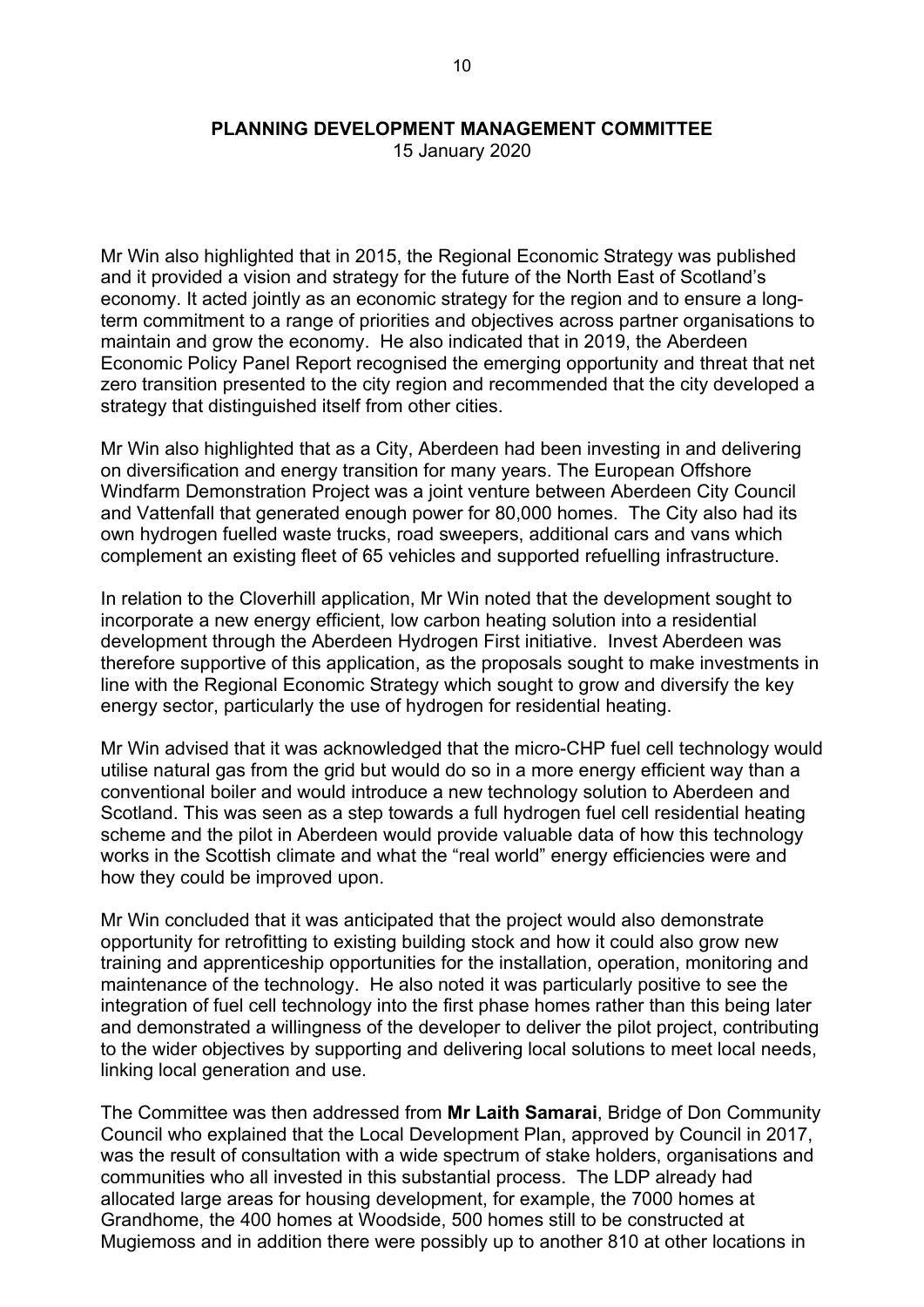Mr Win also highlighted that in 2015, the Regional Economic Strategy was published and it provided a vision and strategy for the future of the North East of Scotland's economy. It acted jointly as an economic strategy for the region and to ensure a long-term commitment to a range of priorities and objectives across partner organisations to maintain and grow the economy. He also indicated that in 2019, the Aberdeen Economic Policy Panel Report recognised the emerging opportunity and threat that net zero transition presented to the city region and recommended that the city developed a strategy that distinguished itself from other cities.

Mr Win also highlighted that as a City, Aberdeen had been investing in and delivering on diversification and energy transition for many years. The European Offshore Windfarm Demonstration Project was a joint venture between Aberdeen City Council and Vattenfall that generated enough power for 80,000 homes. The City also had its own hydrogen fuelled waste trucks, road sweepers, additional cars and vans which complement an existing fleet of 65 vehicles and supported refuelling infrastructure.

In relation to the Cloverhill application, Mr Win noted that the development sought to incorporate a new energy efficient, low carbon heating solution into a residential development through the Aberdeen Hydrogen First initiative. Invest Aberdeen was therefore supportive of this application, as the proposals sought to make investments in line with the Regional Economic Strategy which sought to grow and diversify the key energy sector, particularly the use of hydrogen for residential heating.

Mr Win advised that it was acknowledged that the micro-CHP fuel cell technology would utilise natural gas from the grid but would do so in a more energy efficient way than a conventional boiler and would introduce a new technology solution to Aberdeen and Scotland. This was seen as a step towards a full hydrogen fuel cell residential heating scheme and the pilot in Aberdeen would provide valuable data of how this technology works in the Scottish climate and what the "real world" energy efficiencies were and how they could be improved upon.

Mr Win concluded that it was anticipated that the project would also demonstrate opportunity for retrofitting to existing building stock and how it could also grow new training and apprenticeship opportunities for the installation, operation, monitoring and maintenance of the technology. He also noted it was particularly positive to see the integration of fuel cell technology into the first phase homes rather than this being later and demonstrated a willingness of the developer to deliver the pilot project, contributing to the wider objectives by supporting and delivering local solutions to meet local needs, linking local generation and use.

The Committee was then addressed from **Mr Laith Samarai**, Bridge of Don Community Council who explained that the Local Development Plan, approved by Council in 2017, was the result of consultation with a wide spectrum of stake holders, organisations and communities who all invested in this substantial process. The LDP already had allocated large areas for housing development, for example, the 7000 homes at Grandhome, the 400 homes at Woodside, 500 homes still to be constructed at Mugiemoss and in addition there were possibly up to another 810 at other locations in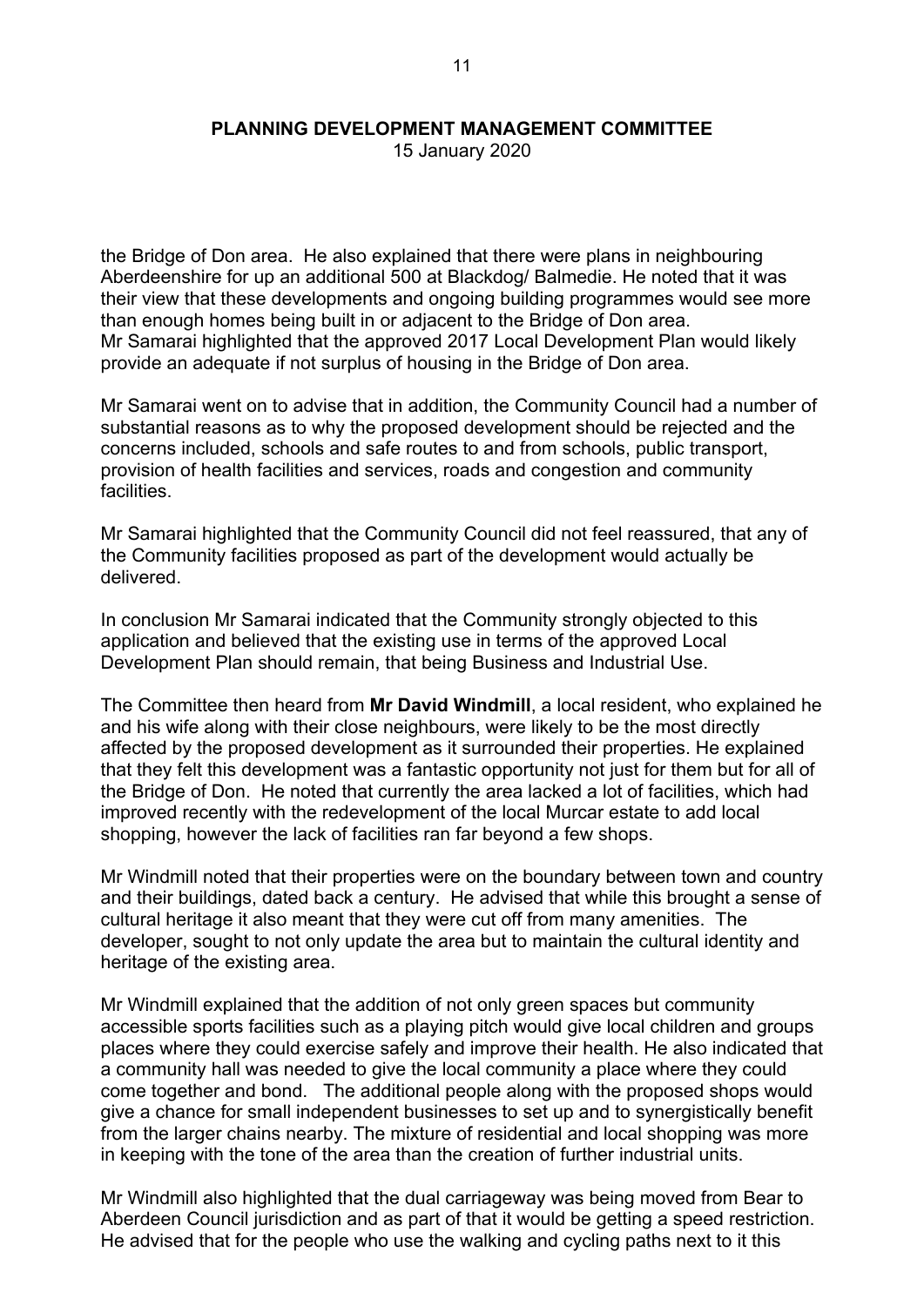the Bridge of Don area. He also explained that there were plans in neighbouring Aberdeenshire for up an additional 500 at Blackdog/ Balmedie. He noted that it was their view that these developments and ongoing building programmes would see more than enough homes being built in or adjacent to the Bridge of Don area.
Mr Samarai highlighted that the approved 2017 Local Development Plan would likely provide an adequate if not surplus of housing in the Bridge of Don area.

Mr Samarai went on to advise that in addition, the Community Council had a number of substantial reasons as to why the proposed development should be rejected and the concerns included, schools and safe routes to and from schools, public transport, provision of health facilities and services, roads and congestion and community facilities.

Mr Samarai highlighted that the Community Council did not feel reassured, that any of the Community facilities proposed as part of the development would actually be delivered.

In conclusion Mr Samarai indicated that the Community strongly objected to this application and believed that the existing use in terms of the approved Local Development Plan should remain, that being Business and Industrial Use.

The Committee then heard from **Mr David Windmill**, a local resident, who explained he and his wife along with their close neighbours, were likely to be the most directly affected by the proposed development as it surrounded their properties. He explained that they felt this development was a fantastic opportunity not just for them but for all of the Bridge of Don. He noted that currently the area lacked a lot of facilities, which had improved recently with the redevelopment of the local Murcar estate to add local shopping, however the lack of facilities ran far beyond a few shops.

Mr Windmill noted that their properties were on the boundary between town and country and their buildings, dated back a century. He advised that while this brought a sense of cultural heritage it also meant that they were cut off from many amenities. The developer, sought to not only update the area but to maintain the cultural identity and heritage of the existing area.

Mr Windmill explained that the addition of not only green spaces but community accessible sports facilities such as a playing pitch would give local children and groups places where they could exercise safely and improve their health. He also indicated that a community hall was needed to give the local community a place where they could come together and bond. The additional people along with the proposed shops would give a chance for small independent businesses to set up and to synergistically benefit from the larger chains nearby. The mixture of residential and local shopping was more in keeping with the tone of the area than the creation of further industrial units.

Mr Windmill also highlighted that the dual carriageway was being moved from Bear to Aberdeen Council jurisdiction and as part of that it would be getting a speed restriction. He advised that for the people who use the walking and cycling paths next to it this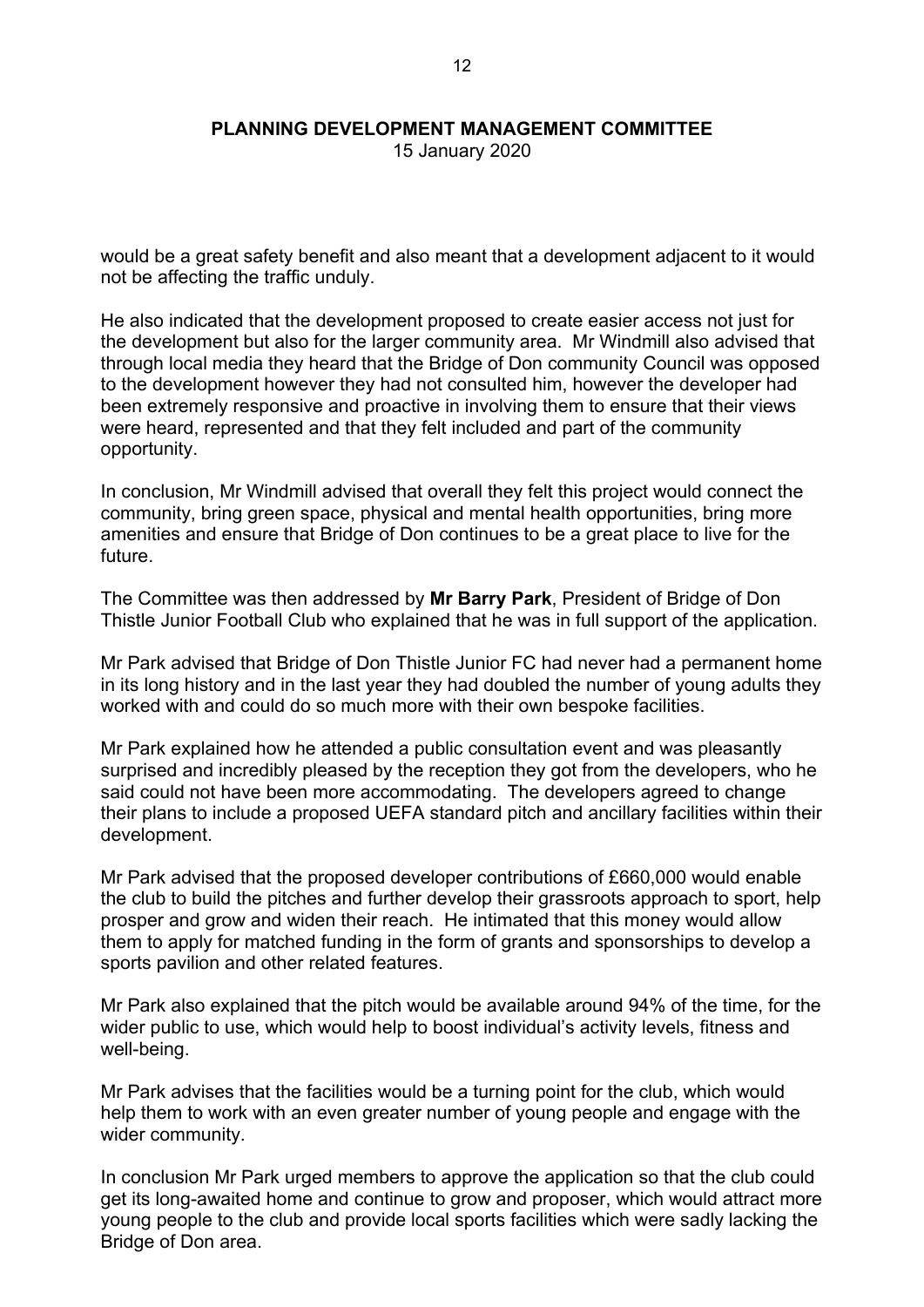would be a great safety benefit and also meant that a development adjacent to it would not be affecting the traffic unduly.

He also indicated that the development proposed to create easier access not just for the development but also for the larger community area. Mr Windmill also advised that through local media they heard that the Bridge of Don community Council was opposed to the development however they had not consulted him, however the developer had been extremely responsive and proactive in involving them to ensure that their views were heard, represented and that they felt included and part of the community opportunity.

In conclusion, Mr Windmill advised that overall they felt this project would connect the community, bring green space, physical and mental health opportunities, bring more amenities and ensure that Bridge of Don continues to be a great place to live for the future.

The Committee was then addressed by **Mr Barry Park**, President of Bridge of Don Thistle Junior Football Club who explained that he was in full support of the application.

Mr Park advised that Bridge of Don Thistle Junior FC had never had a permanent home in its long history and in the last year they had doubled the number of young adults they worked with and could do so much more with their own bespoke facilities.

Mr Park explained how he attended a public consultation event and was pleasantly surprised and incredibly pleased by the reception they got from the developers, who he said could not have been more accommodating. The developers agreed to change their plans to include a proposed UEFA standard pitch and ancillary facilities within their development.

Mr Park advised that the proposed developer contributions of £660,000 would enable the club to build the pitches and further develop their grassroots approach to sport, help prosper and grow and widen their reach. He intimated that this money would allow them to apply for matched funding in the form of grants and sponsorships to develop a sports pavilion and other related features.

Mr Park also explained that the pitch would be available around 94% of the time, for the wider public to use, which would help to boost individual's activity levels, fitness and well-being.

Mr Park advises that the facilities would be a turning point for the club, which would help them to work with an even greater number of young people and engage with the wider community.

In conclusion Mr Park urged members to approve the application so that the club could get its long-awaited home and continue to grow and proposer, which would attract more young people to the club and provide local sports facilities which were sadly lacking the Bridge of Don area.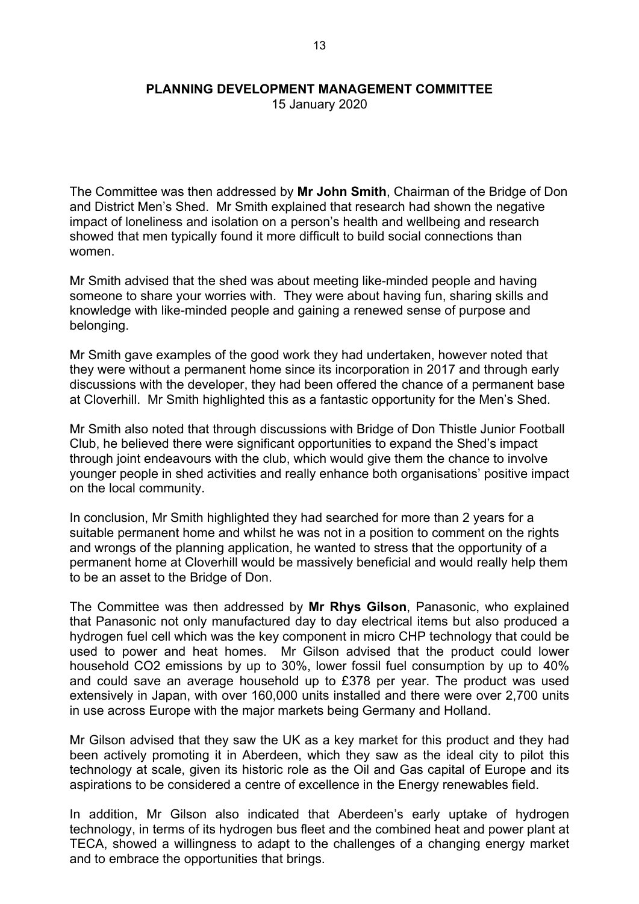**PLANNING DEVELOPMENT MANAGEMENT COMMITTEE**
15 January 2020

The Committee was then addressed by **Mr John Smith**, Chairman of the Bridge of Don and District Men's Shed. Mr Smith explained that research had shown the negative impact of loneliness and isolation on a person's health and wellbeing and research showed that men typically found it more difficult to build social connections than women.

Mr Smith advised that the shed was about meeting like-minded people and having someone to share your worries with. They were about having fun, sharing skills and knowledge with like-minded people and gaining a renewed sense of purpose and belonging.

Mr Smith gave examples of the good work they had undertaken, however noted that they were without a permanent home since its incorporation in 2017 and through early discussions with the developer, they had been offered the chance of a permanent base at Cloverhill. Mr Smith highlighted this as a fantastic opportunity for the Men's Shed.

Mr Smith also noted that through discussions with Bridge of Don Thistle Junior Football Club, he believed there were significant opportunities to expand the Shed's impact through joint endeavours with the club, which would give them the chance to involve younger people in shed activities and really enhance both organisations' positive impact on the local community.

In conclusion, Mr Smith highlighted they had searched for more than 2 years for a suitable permanent home and whilst he was not in a position to comment on the rights and wrongs of the planning application, he wanted to stress that the opportunity of a permanent home at Cloverhill would be massively beneficial and would really help them to be an asset to the Bridge of Don.

The Committee was then addressed by **Mr Rhys Gilson**, Panasonic, who explained that Panasonic not only manufactured day to day electrical items but also produced a hydrogen fuel cell which was the key component in micro CHP technology that could be used to power and heat homes. Mr Gilson advised that the product could lower household $CO_2$ emissions by up to 30%, lower fossil fuel consumption by up to 40% and could save an average household up to £378 per year. The product was used extensively in Japan, with over 160,000 units installed and there were over 2,700 units in use across Europe with the major markets being Germany and Holland.

Mr Gilson advised that they saw the UK as a key market for this product and they had been actively promoting it in Aberdeen, which they saw as the ideal city to pilot this technology at scale, given its historic role as the Oil and Gas capital of Europe and its aspirations to be considered a centre of excellence in the Energy renewables field.

In addition, Mr Gilson also indicated that Aberdeen's early uptake of hydrogen technology, in terms of its hydrogen bus fleet and the combined heat and power plant at TECA, showed a willingness to adapt to the challenges of a changing energy market and to embrace the opportunities that brings.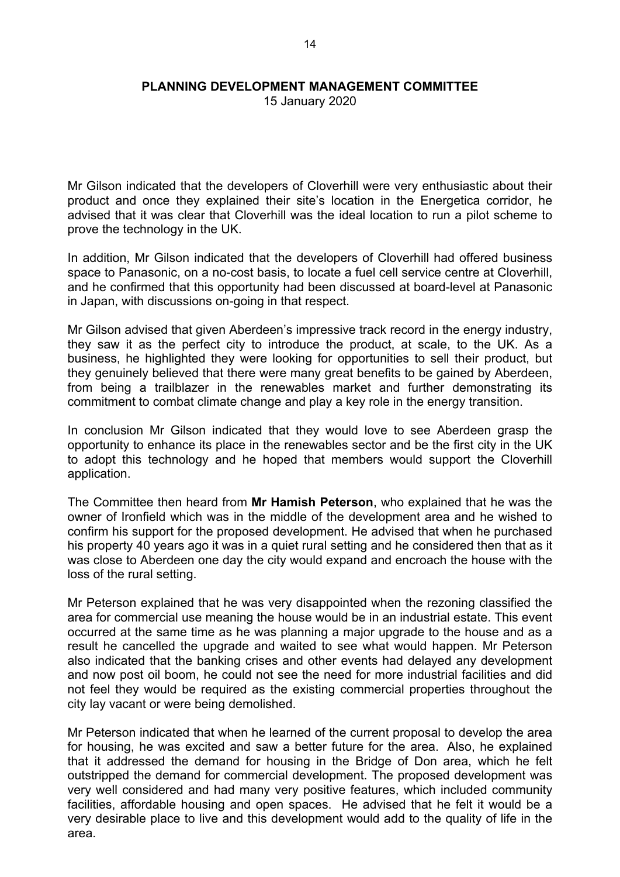Mr Gilson indicated that the developers of Cloverhill were very enthusiastic about their product and once they explained their site's location in the Energetica corridor, he advised that it was clear that Cloverhill was the ideal location to run a pilot scheme to prove the technology in the UK.

In addition, Mr Gilson indicated that the developers of Cloverhill had offered business space to Panasonic, on a no-cost basis, to locate a fuel cell service centre at Cloverhill, and he confirmed that this opportunity had been discussed at board-level at Panasonic in Japan, with discussions on-going in that respect.

Mr Gilson advised that given Aberdeen's impressive track record in the energy industry, they saw it as the perfect city to introduce the product, at scale, to the UK. As a business, he highlighted they were looking for opportunities to sell their product, but they genuinely believed that there were many great benefits to be gained by Aberdeen, from being a trailblazer in the renewables market and further demonstrating its commitment to combat climate change and play a key role in the energy transition.

In conclusion Mr Gilson indicated that they would love to see Aberdeen grasp the opportunity to enhance its place in the renewables sector and be the first city in the UK to adopt this technology and he hoped that members would support the Cloverhill application.

The Committee then heard from **Mr Hamish Peterson**, who explained that he was the owner of Ironfield which was in the middle of the development area and he wished to confirm his support for the proposed development. He advised that when he purchased his property 40 years ago it was in a quiet rural setting and he considered then that as it was close to Aberdeen one day the city would expand and encroach the house with the loss of the rural setting.

Mr Peterson explained that he was very disappointed when the rezoning classified the area for commercial use meaning the house would be in an industrial estate. This event occurred at the same time as he was planning a major upgrade to the house and as a result he cancelled the upgrade and waited to see what would happen. Mr Peterson also indicated that the banking crises and other events had delayed any development and now post oil boom, he could not see the need for more industrial facilities and did not feel they would be required as the existing commercial properties throughout the city lay vacant or were being demolished.

Mr Peterson indicated that when he learned of the current proposal to develop the area for housing, he was excited and saw a better future for the area. Also, he explained that it addressed the demand for housing in the Bridge of Don area, which he felt outstripped the demand for commercial development. The proposed development was very well considered and had many very positive features, which included community facilities, affordable housing and open spaces. He advised that he felt it would be a very desirable place to live and this development would add to the quality of life in the area.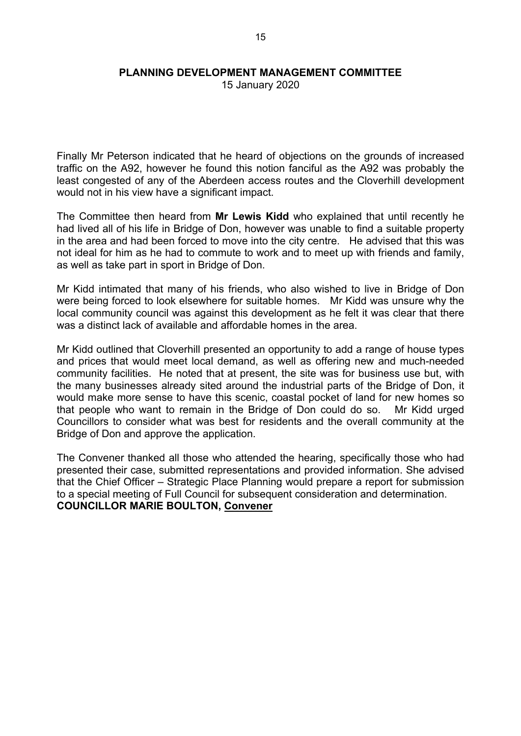Finally Mr Peterson indicated that he heard of objections on the grounds of increased traffic on the A92, however he found this notion fanciful as the A92 was probably the least congested of any of the Aberdeen access routes and the Cloverhill development would not in his view have a significant impact.

The Committee then heard from **Mr Lewis Kidd** who explained that until recently he had lived all of his life in Bridge of Don, however was unable to find a suitable property in the area and had been forced to move into the city centre. He advised that this was not ideal for him as he had to commute to work and to meet up with friends and family, as well as take part in sport in Bridge of Don.

Mr Kidd intimated that many of his friends, who also wished to live in Bridge of Don were being forced to look elsewhere for suitable homes. Mr Kidd was unsure why the local community council was against this development as he felt it was clear that there was a distinct lack of available and affordable homes in the area.

Mr Kidd outlined that Cloverhill presented an opportunity to add a range of house types and prices that would meet local demand, as well as offering new and much-needed community facilities. He noted that at present, the site was for business use but, with the many businesses already sited around the industrial parts of the Bridge of Don, it would make more sense to have this scenic, coastal pocket of land for new homes so that people who want to remain in the Bridge of Don could do so. Mr Kidd urged Councillors to consider what was best for residents and the overall community at the Bridge of Don and approve the application.

The Convener thanked all those who attended the hearing, specifically those who had presented their case, submitted representations and provided information. She advised that the Chief Officer – Strategic Place Planning would prepare a report for submission to a special meeting of Full Council for subsequent consideration and determination.

**COUNCILLOR MARIE BOULTON, Convener**